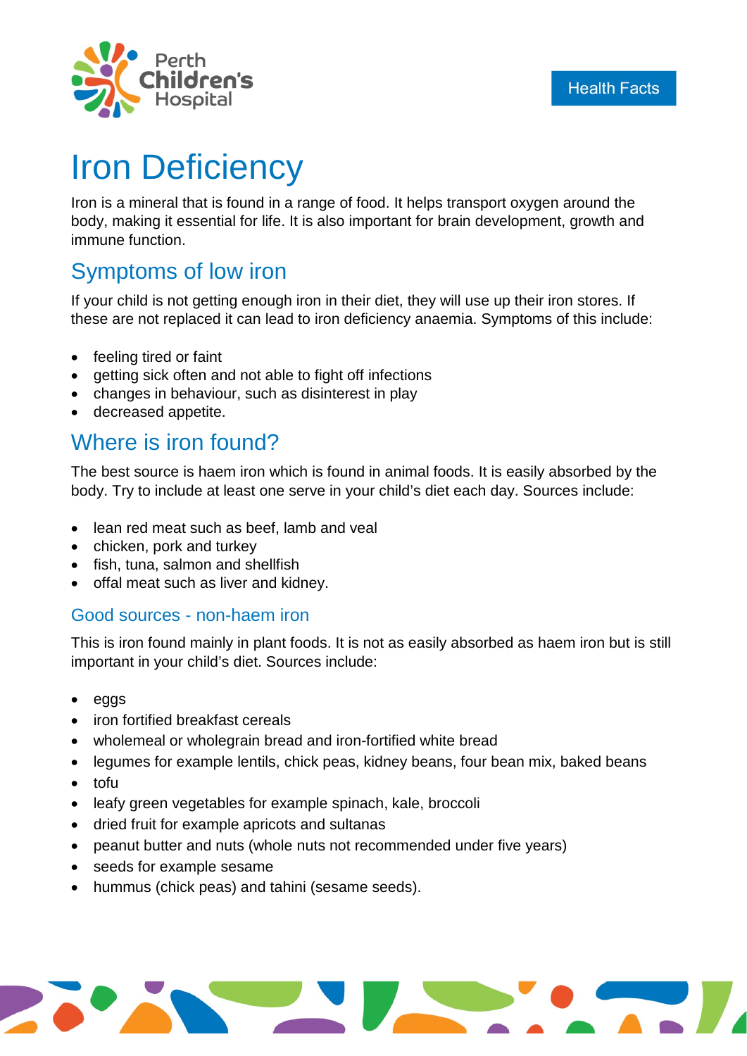Perth Children's Hospital

Health Facts

# Iron Deficiency

Iron is a mineral that is found in a range of food. It helps transport oxygen around the body, making it essential for life. It is also important for brain development, growth and immune function.

## Symptoms of low iron

If your child is not getting enough iron in their diet, they will use up their iron stores. If these are not replaced it can lead to iron deficiency anaemia. Symptoms of this include:

- feeling tired or faint
- getting sick often and not able to fight off infections
- changes in behaviour, such as disinterest in play
- decreased appetite.

## Where is iron found?

The best source is haem iron which is found in animal foods. It is easily absorbed by the body. Try to include at least one serve in your child's diet each day. Sources include:

- lean red meat such as beef, lamb and veal
- chicken, pork and turkey
- fish, tuna, salmon and shellfish
- offal meat such as liver and kidney.

### Good sources - non-haem iron

This is iron found mainly in plant foods. It is not as easily absorbed as haem iron but is still important in your child's diet. Sources include:

- eggs
- iron fortified breakfast cereals
- wholemeal or wholegrain bread and iron-fortified white bread
- legumes for example lentils, chick peas, kidney beans, four bean mix, baked beans
- tofu
- leafy green vegetables for example spinach, kale, broccoli
- dried fruit for example apricots and sultanas
- peanut butter and nuts (whole nuts not recommended under five years)
- seeds for example sesame
- hummus (chick peas) and tahini (sesame seeds).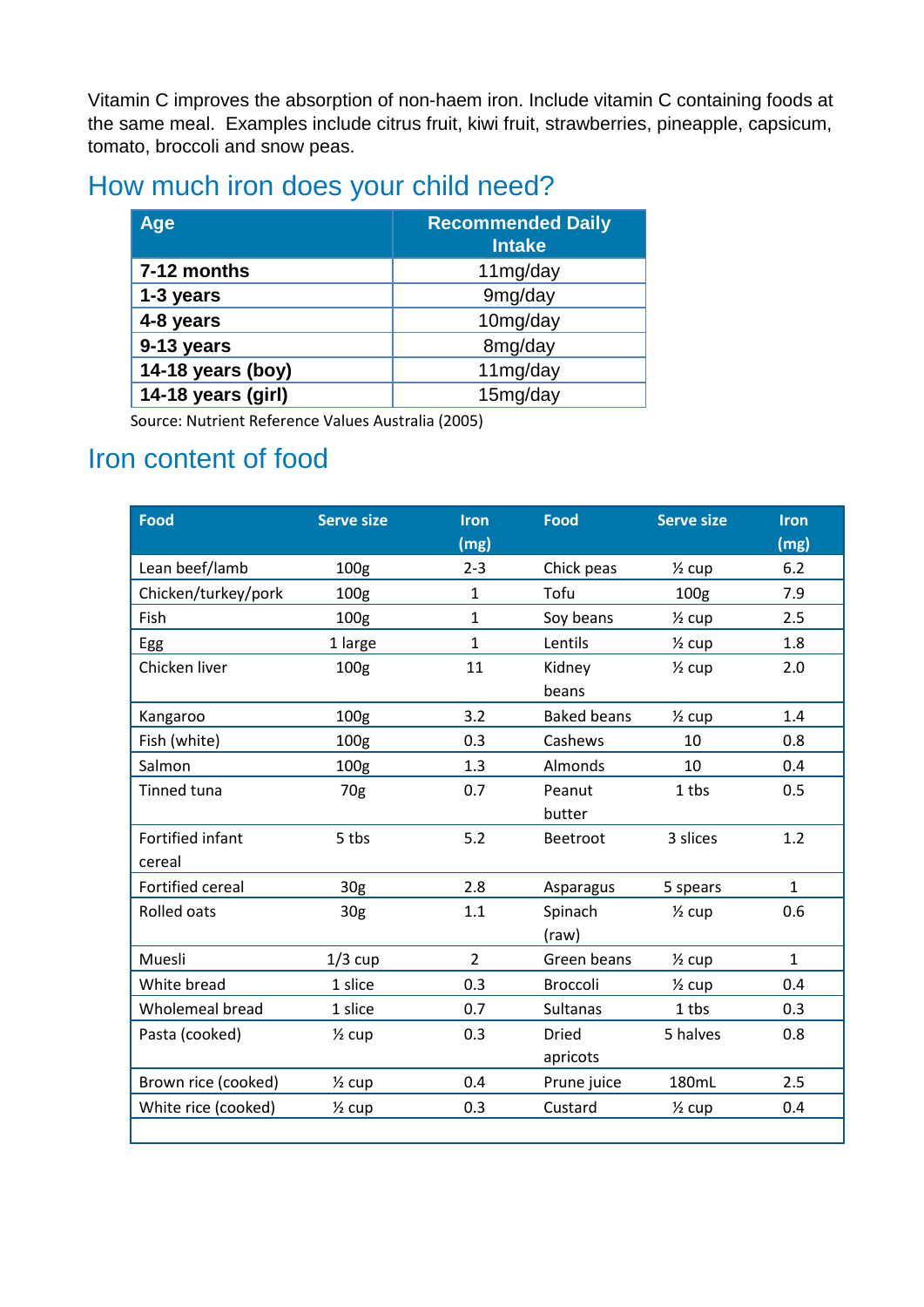Vitamin C improves the absorption of non-haem iron. Include vitamin C containing foods at the same meal. Examples include citrus fruit, kiwi fruit, strawberries, pineapple, capsicum, tomato, broccoli and snow peas.

## How much iron does your child need?

| Age | Recommended Daily Intake |
|---|---|
| **7-12 months** | 11mg/day |
| **1-3 years** | 9mg/day |
| **4-8 years** | 10mg/day |
| **9-13 years** | 8mg/day |
| **14-18 years (boy)** | 11mg/day |
| **14-18 years (girl)** | 15mg/day |

Source: Nutrient Reference Values Australia (2005)

## Iron content of food

| Food | Serve size | Iron (mg) | Food | Serve size | Iron (mg) |
|---|---|---|---|---|---|
| Lean beef/lamb | 100g | 2-3 | Chick peas | ½ cup | 6.2 |
| Chicken/turkey/pork | 100g | 1 | Tofu | 100g | 7.9 |
| Fish | 100g | 1 | Soy beans | ½ cup | 2.5 |
| Egg | 1 large | 1 | Lentils | ½ cup | 1.8 |
| Chicken liver | 100g | 11 | Kidney beans | ½ cup | 2.0 |
| Kangaroo | 100g | 3.2 | Baked beans | ½ cup | 1.4 |
| Fish (white) | 100g | 0.3 | Cashews | 10 | 0.8 |
| Salmon | 100g | 1.3 | Almonds | 10 | 0.4 |
| Tinned tuna | 70g | 0.7 | Peanut butter | 1 tbs | 0.5 |
| Fortified infant cereal | 5 tbs | 5.2 | Beetroot | 3 slices | 1.2 |
| Fortified cereal | 30g | 2.8 | Asparagus | 5 spears | 1 |
| Rolled oats | 30g | 1.1 | Spinach (raw) | ½ cup | 0.6 |
| Muesli | 1/3 cup | 2 | Green beans | ½ cup | 1 |
| White bread | 1 slice | 0.3 | Broccoli | ½ cup | 0.4 |
| Wholemeal bread | 1 slice | 0.7 | Sultanas | 1 tbs | 0.3 |
| Pasta (cooked) | ½ cup | 0.3 | Dried apricots | 5 halves | 0.8 |
| Brown rice (cooked) | ½ cup | 0.4 | Prune juice | 180mL | 2.5 |
| White rice (cooked) | ½ cup | 0.3 | Custard | ½ cup | 0.4 |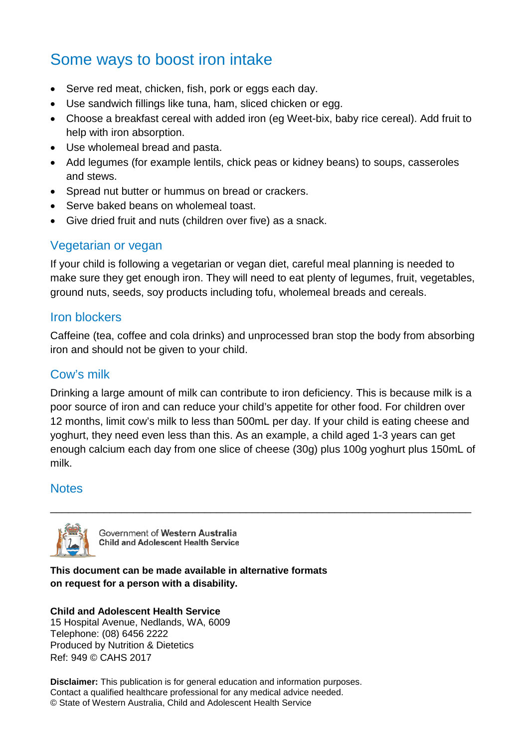## Some ways to boost iron intake

- Serve red meat, chicken, fish, pork or eggs each day.
- Use sandwich fillings like tuna, ham, sliced chicken or egg.
- Choose a breakfast cereal with added iron (eg Weet-bix, baby rice cereal). Add fruit to help with iron absorption.
- Use wholemeal bread and pasta.
- Add legumes (for example lentils, chick peas or kidney beans) to soups, casseroles and stews.
- Spread nut butter or hummus on bread or crackers.
- Serve baked beans on wholemeal toast.
- Give dried fruit and nuts (children over five) as a snack.

### Vegetarian or vegan

If your child is following a vegetarian or vegan diet, careful meal planning is needed to make sure they get enough iron. They will need to eat plenty of legumes, fruit, vegetables, ground nuts, seeds, soy products including tofu, wholemeal breads and cereals.

### Iron blockers

Caffeine (tea, coffee and cola drinks) and unprocessed bran stop the body from absorbing iron and should not be given to your child.

### Cow's milk

Drinking a large amount of milk can contribute to iron deficiency. This is because milk is a poor source of iron and can reduce your child's appetite for other food. For children over 12 months, limit cow's milk to less than 500mL per day. If your child is eating cheese and yoghurt, they need even less than this. As an example, a child aged 1-3 years can get enough calcium each day from one slice of cheese (30g) plus 100g yoghurt plus 150mL of milk.

### Notes

---

Government of **Western Australia**
**Child and Adolescent Health Service**

**This document can be made available in alternative formats on request for a person with a disability.**

**Child and Adolescent Health Service**
15 Hospital Avenue, Nedlands, WA, 6009
Telephone: (08) 6456 2222
Produced by Nutrition & Dietetics
Ref: 949 © CAHS 2017

**Disclaimer:** This publication is for general education and information purposes. Contact a qualified healthcare professional for any medical advice needed.
© State of Western Australia, Child and Adolescent Health Service